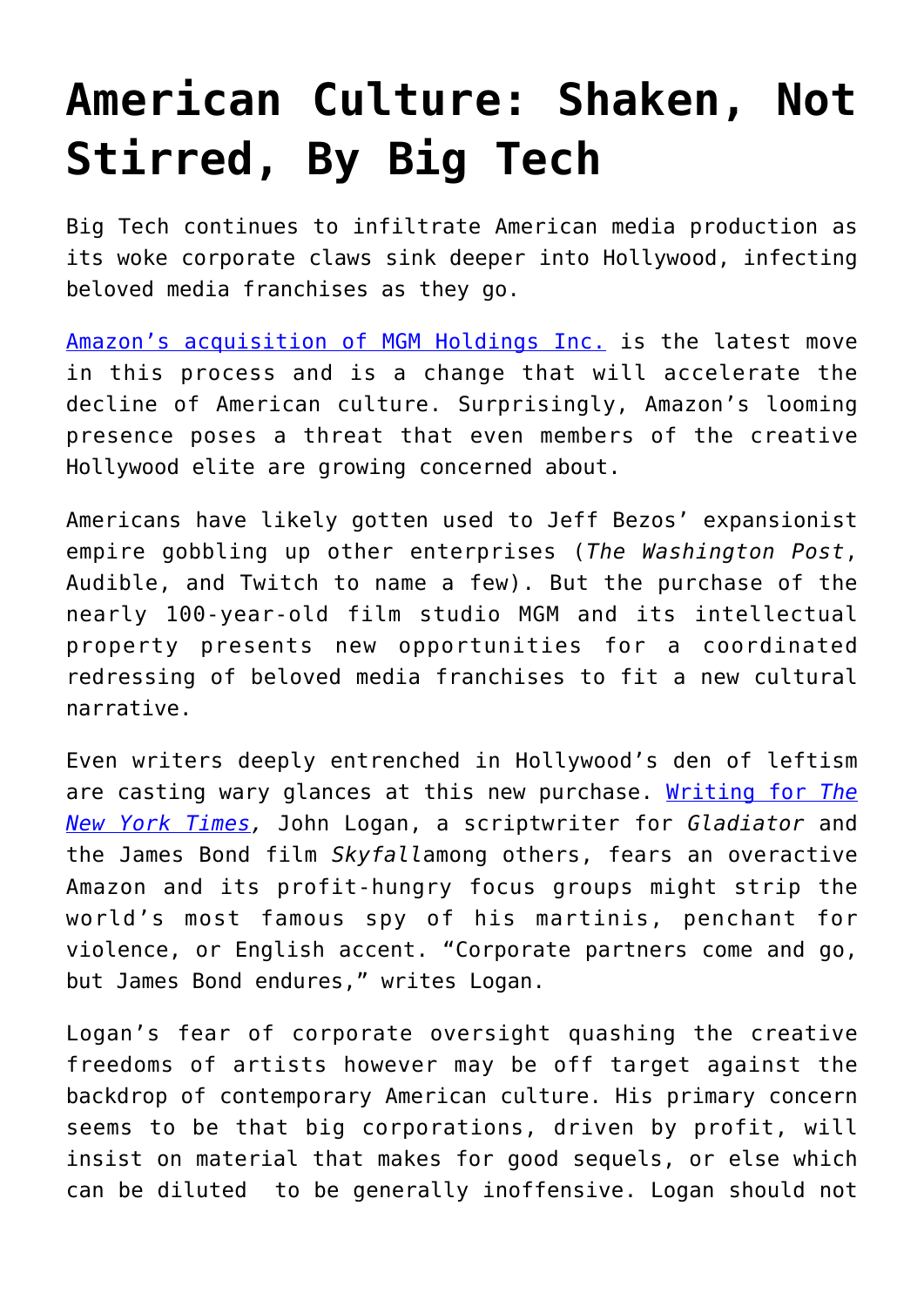# American Culture: Shaken, Not Stirred, By Big Tech

Big Tech continues to infiltrate American media production as its woke corporate claws sink deeper into Hollywood, infecting beloved media franchises as they go.

[Amazon's acquisition of MGM Holdings Inc.](#) is the latest move in this process and is a change that will accelerate the decline of American culture. Surprisingly, Amazon's looming presence poses a threat that even members of the creative Hollywood elite are growing concerned about.

Americans have likely gotten used to Jeff Bezos' expansionist empire gobbling up other enterprises (*The Washington Post*, Audible, and Twitch to name a few). But the purchase of the nearly 100-year-old film studio MGM and its intellectual property presents new opportunities for a coordinated redressing of beloved media franchises to fit a new cultural narrative.

Even writers deeply entrenched in Hollywood's den of leftism are casting wary glances at this new purchase. [Writing for *The New York Times*](#), John Logan, a scriptwriter for *Gladiator* and the James Bond film *Skyfall*among others, fears an overactive Amazon and its profit-hungry focus groups might strip the world's most famous spy of his martinis, penchant for violence, or English accent. "Corporate partners come and go, but James Bond endures," writes Logan.

Logan's fear of corporate oversight quashing the creative freedoms of artists however may be off target against the backdrop of contemporary American culture. His primary concern seems to be that big corporations, driven by profit, will insist on material that makes for good sequels, or else which can be diluted to be generally inoffensive. Logan should not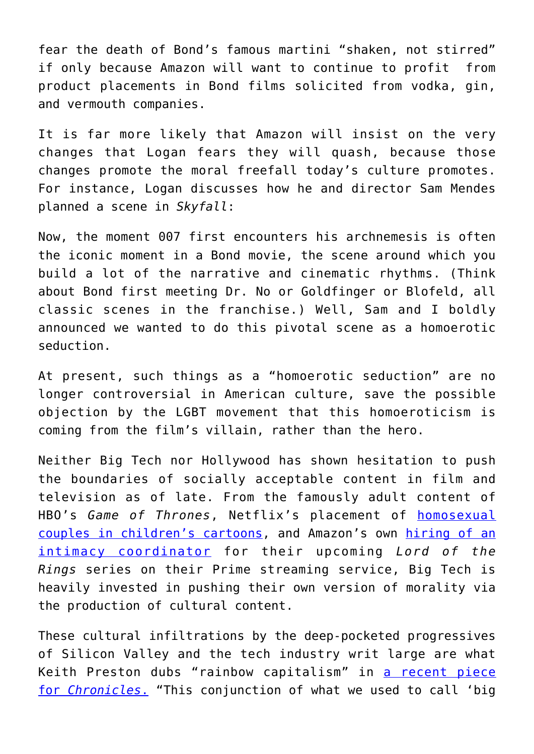fear the death of Bond's famous martini "shaken, not stirred" if only because Amazon will want to continue to profit from product placements in Bond films solicited from vodka, gin, and vermouth companies.

It is far more likely that Amazon will insist on the very changes that Logan fears they will quash, because those changes promote the moral freefall today's culture promotes. For instance, Logan discusses how he and director Sam Mendes planned a scene in *Skyfall*:

Now, the moment 007 first encounters his archnemesis is often the iconic moment in a Bond movie, the scene around which you build a lot of the narrative and cinematic rhythms. (Think about Bond first meeting Dr. No or Goldfinger or Blofeld, all classic scenes in the franchise.) Well, Sam and I boldly announced we wanted to do this pivotal scene as a homoerotic seduction.

At present, such things as a "homoerotic seduction" are no longer controversial in American culture, save the possible objection by the LGBT movement that this homoeroticism is coming from the film's villain, rather than the hero.

Neither Big Tech nor Hollywood has shown hesitation to push the boundaries of socially acceptable content in film and television as of late. From the famously adult content of HBO's *Game of Thrones*, Netflix's placement of homosexual couples in children's cartoons, and Amazon's own hiring of an intimacy coordinator for their upcoming *Lord of the Rings* series on their Prime streaming service, Big Tech is heavily invested in pushing their own version of morality via the production of cultural content.

These cultural infiltrations by the deep-pocketed progressives of Silicon Valley and the tech industry writ large are what Keith Preston dubs "rainbow capitalism" in a recent piece for *Chronicles*. "This conjunction of what we used to call 'big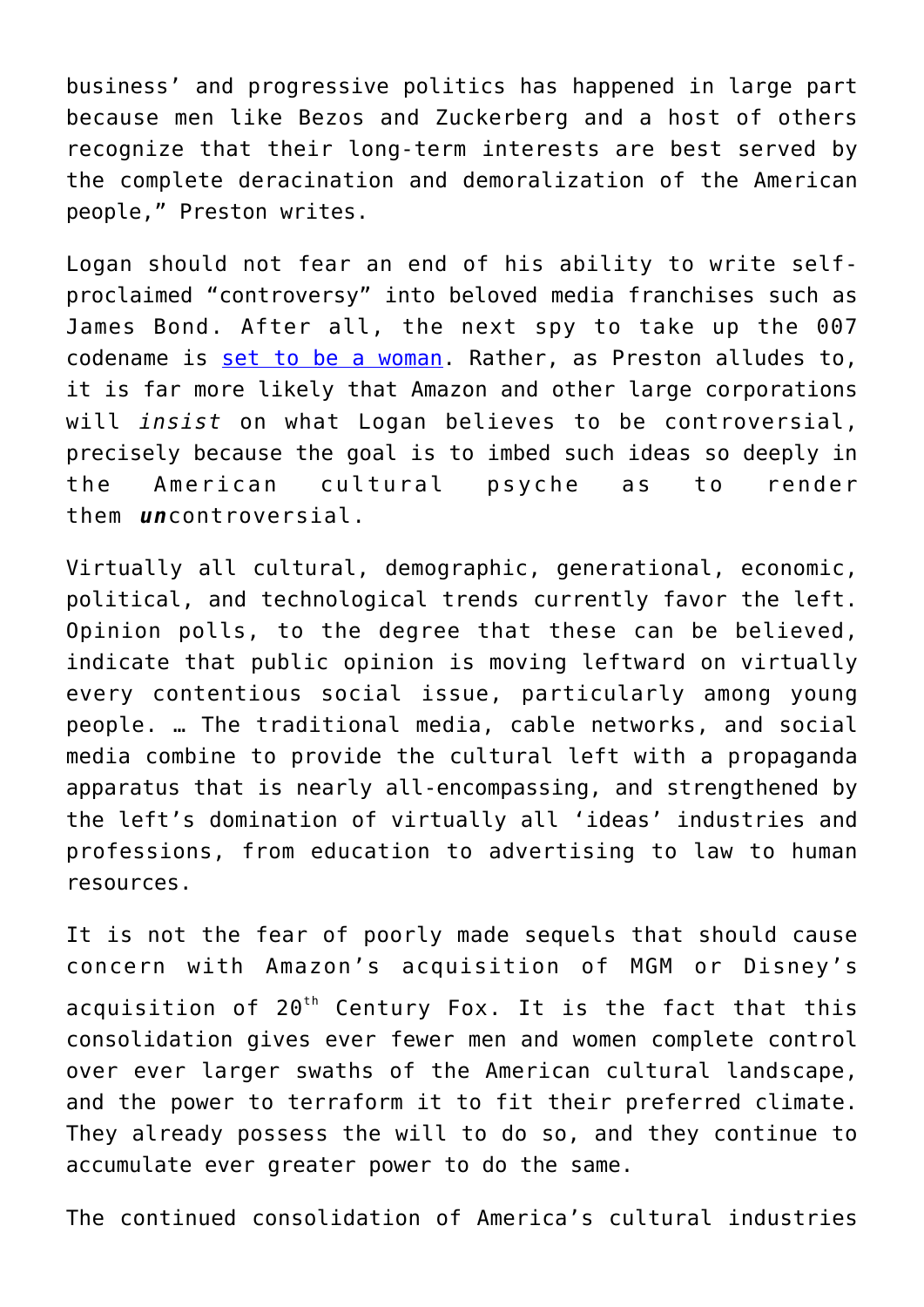business' and progressive politics has happened in large part because men like Bezos and Zuckerberg and a host of others recognize that their long-term interests are best served by the complete deracination and demoralization of the American people," Preston writes.

Logan should not fear an end of his ability to write self-proclaimed "controversy" into beloved media franchises such as James Bond. After all, the next spy to take up the 007 codename is set to be a woman. Rather, as Preston alludes to, it is far more likely that Amazon and other large corporations will *insist* on what Logan believes to be controversial, precisely because the goal is to imbed such ideas so deeply in the American cultural psyche as to render them ***un***controversial.

Virtually all cultural, demographic, generational, economic, political, and technological trends currently favor the left. Opinion polls, to the degree that these can be believed, indicate that public opinion is moving leftward on virtually every contentious social issue, particularly among young people. … The traditional media, cable networks, and social media combine to provide the cultural left with a propaganda apparatus that is nearly all-encompassing, and strengthened by the left's domination of virtually all 'ideas' industries and professions, from education to advertising to law to human resources.

It is not the fear of poorly made sequels that should cause concern with Amazon's acquisition of MGM or Disney's acquisition of 20th Century Fox. It is the fact that this consolidation gives ever fewer men and women complete control over ever larger swaths of the American cultural landscape, and the power to terraform it to fit their preferred climate. They already possess the will to do so, and they continue to accumulate ever greater power to do the same.

The continued consolidation of America's cultural industries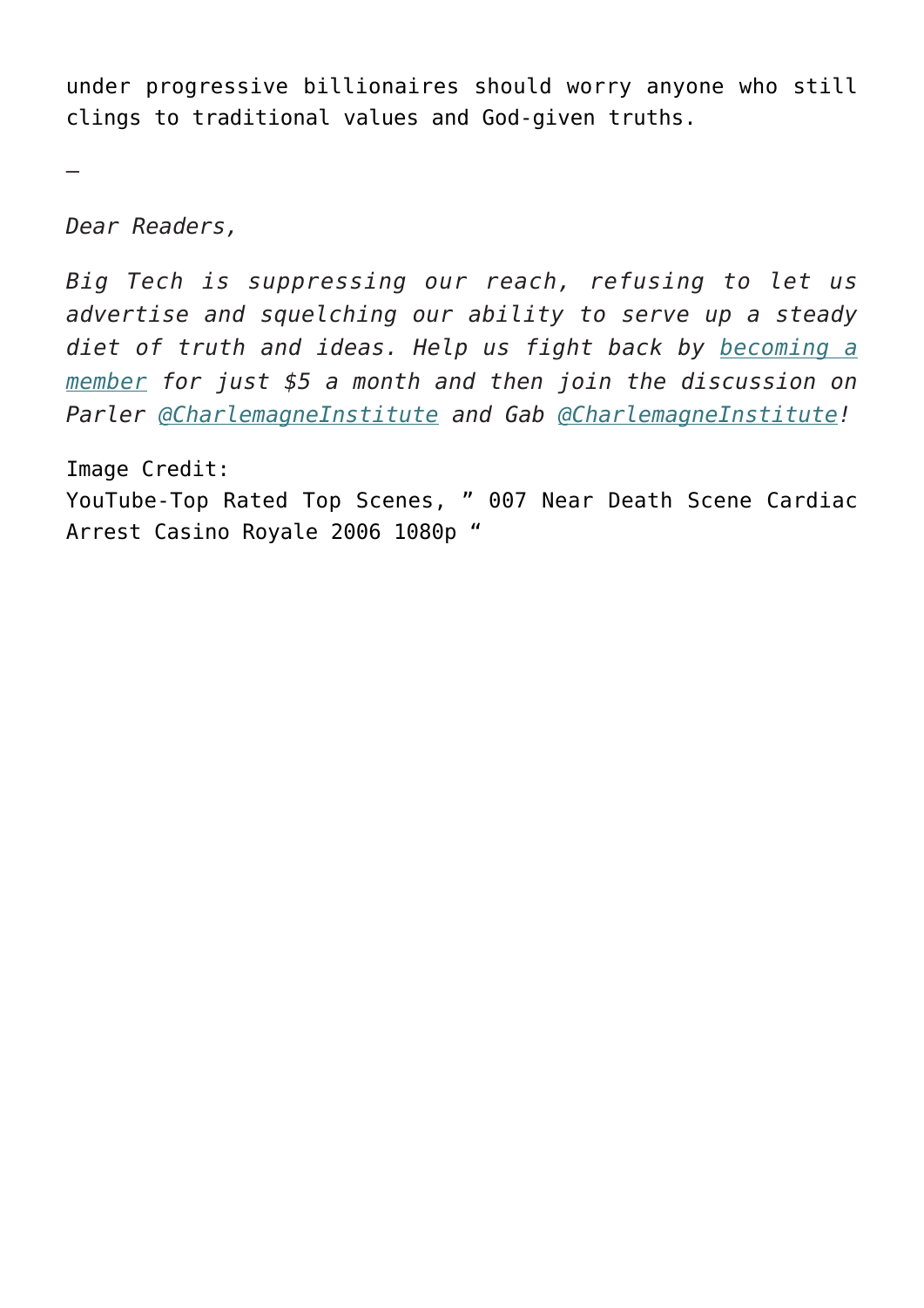under progressive billionaires should worry anyone who still clings to traditional values and God-given truths.

—

*Dear Readers,*

*Big Tech is suppressing our reach, refusing to let us advertise and squelching our ability to serve up a steady diet of truth and ideas. Help us fight back by becoming a member for just $5 a month and then join the discussion on Parler @CharlemagneInstitute and Gab @CharlemagneInstitute!*

Image Credit:
YouTube-Top Rated Top Scenes, " 007 Near Death Scene Cardiac Arrest Casino Royale 2006 1080p "